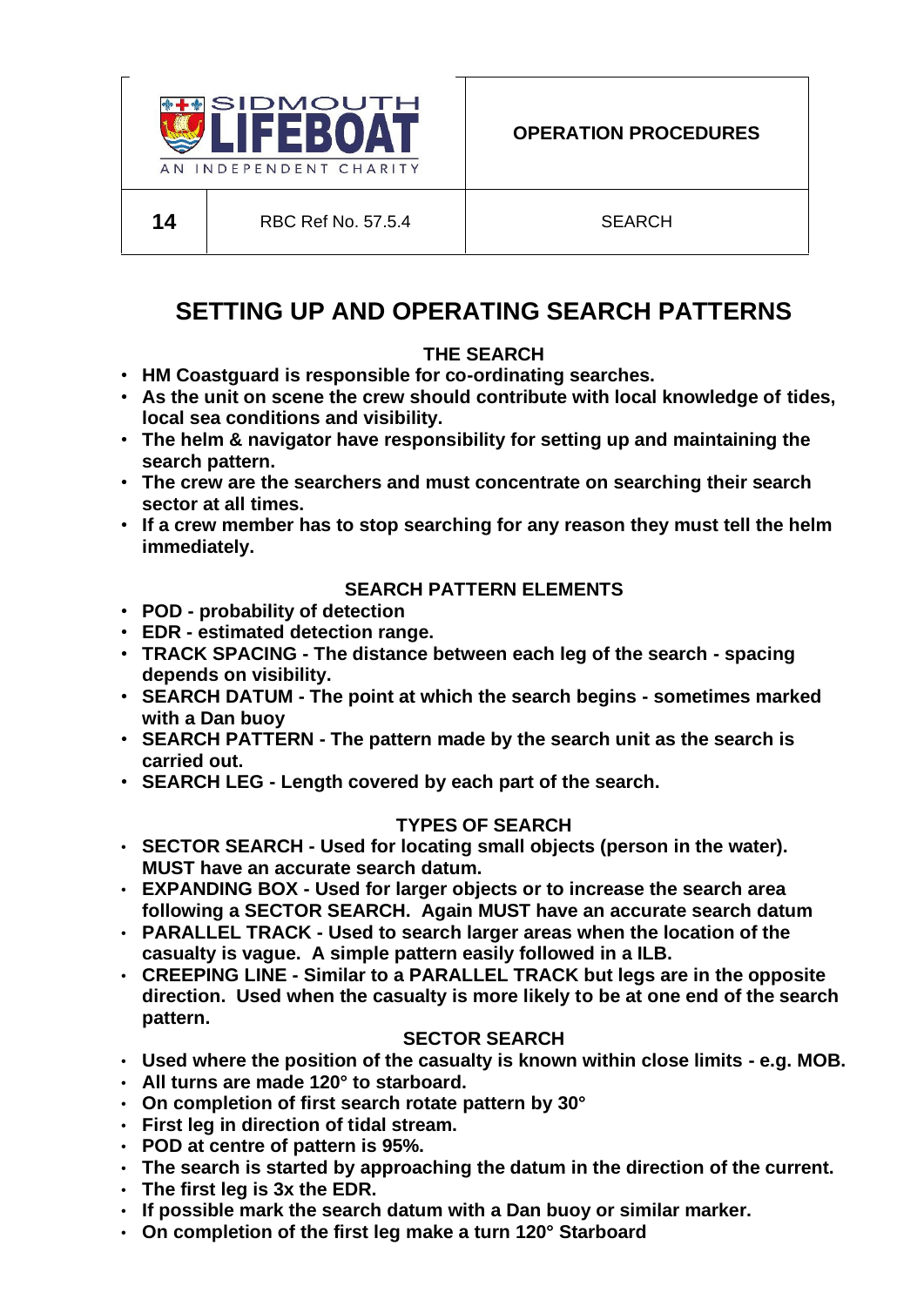| SIDMOUTH LIFEBOAT AN INDEPENDENT CHARITY | | OPERATION PROCEDURES |
| --- | --- | --- |
| 14 | RBC Ref No. 57.5.4 | SEARCH |

# SETTING UP AND OPERATING SEARCH PATTERNS

## THE SEARCH

- **HM Coastguard is responsible for co-ordinating searches.**
- **As the unit on scene the crew should contribute with local knowledge of tides, local sea conditions and visibility.**
- **The helm & navigator have responsibility for setting up and maintaining the search pattern.**
- **The crew are the searchers and must concentrate on searching their search sector at all times.**
- **If a crew member has to stop searching for any reason they must tell the helm immediately.**

## SEARCH PATTERN ELEMENTS

- **POD - probability of detection**
- **EDR - estimated detection range.**
- **TRACK SPACING - The distance between each leg of the search - spacing depends on visibility.**
- **SEARCH DATUM - The point at which the search begins - sometimes marked with a Dan buoy**
- **SEARCH PATTERN - The pattern made by the search unit as the search is carried out.**
- **SEARCH LEG - Length covered by each part of the search.**

## TYPES OF SEARCH

- **SECTOR SEARCH - Used for locating small objects (person in the water). MUST have an accurate search datum.**
- **EXPANDING BOX - Used for larger objects or to increase the search area following a SECTOR SEARCH. Again MUST have an accurate search datum**
- **PARALLEL TRACK - Used to search larger areas when the location of the casualty is vague. A simple pattern easily followed in a ILB.**
- **CREEPING LINE - Similar to a PARALLEL TRACK but legs are in the opposite direction. Used when the casualty is more likely to be at one end of the search pattern.**

## SECTOR SEARCH

- **Used where the position of the casualty is known within close limits - e.g. MOB.**
- **All turns are made 120° to starboard.**
- **On completion of first search rotate pattern by 30°**
- **First leg in direction of tidal stream.**
- **POD at centre of pattern is 95%.**
- **The search is started by approaching the datum in the direction of the current.**
- **The first leg is 3x the EDR.**
- **If possible mark the search datum with a Dan buoy or similar marker.**
- **On completion of the first leg make a turn 120° Starboard**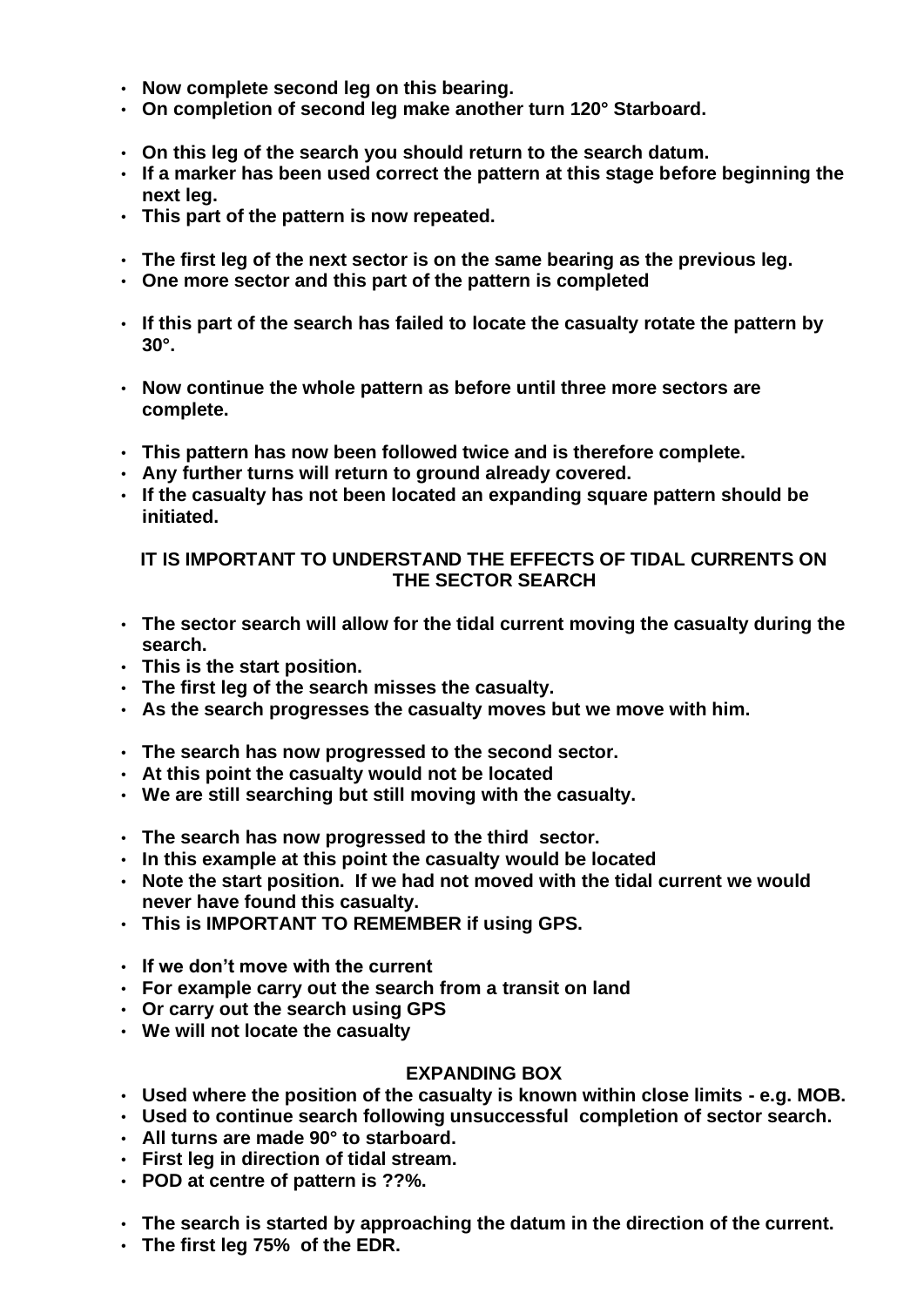- **Now complete second leg on this bearing.**
- **On completion of second leg make another turn 120° Starboard.**

- **On this leg of the search you should return to the search datum.**
- **If a marker has been used correct the pattern at this stage before beginning the next leg.**
- **This part of the pattern is now repeated.**

- **The first leg of the next sector is on the same bearing as the previous leg.**
- **One more sector and this part of the pattern is completed**

- **If this part of the search has failed to locate the casualty rotate the pattern by 30°.**

- **Now continue the whole pattern as before until three more sectors are complete.**

- **This pattern has now been followed twice and is therefore complete.**
- **Any further turns will return to ground already covered.**
- **If the casualty has not been located an expanding square pattern should be initiated.**

## IT IS IMPORTANT TO UNDERSTAND THE EFFECTS OF TIDAL CURRENTS ON THE SECTOR SEARCH

- **The sector search will allow for the tidal current moving the casualty during the search.**
- **This is the start position.**
- **The first leg of the search misses the casualty.**
- **As the search progresses the casualty moves but we move with him.**

- **The search has now progressed to the second sector.**
- **At this point the casualty would not be located**
- **We are still searching but still moving with the casualty.**

- **The search has now progressed to the third sector.**
- **In this example at this point the casualty would be located**
- **Note the start position. If we had not moved with the tidal current we would never have found this casualty.**
- **This is IMPORTANT TO REMEMBER if using GPS.**

- **If we don't move with the current**
- **For example carry out the search from a transit on land**
- **Or carry out the search using GPS**
- **We will not locate the casualty**

## EXPANDING BOX

- **Used where the position of the casualty is known within close limits - e.g. MOB.**
- **Used to continue search following unsuccessful completion of sector search.**
- **All turns are made 90° to starboard.**
- **First leg in direction of tidal stream.**
- **POD at centre of pattern is ??%.**

- **The search is started by approaching the datum in the direction of the current.**
- **The first leg 75% of the EDR.**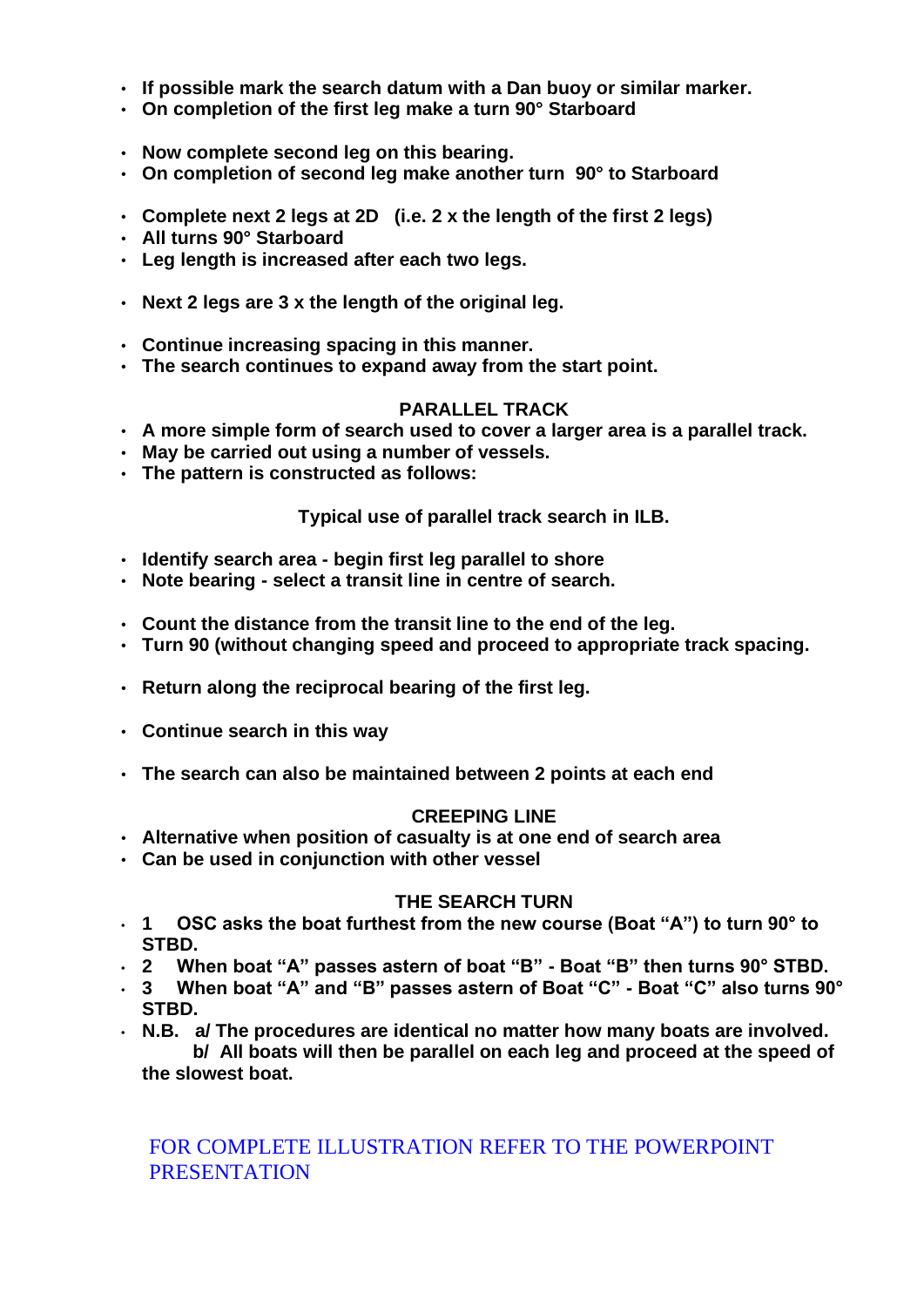- **If possible mark the search datum with a Dan buoy or similar marker.**
- **On completion of the first leg make a turn 90° Starboard**

- **Now complete second leg on this bearing.**
- **On completion of second leg make another turn 90° to Starboard**

- **Complete next 2 legs at 2D (i.e. 2 x the length of the first 2 legs)**
- **All turns 90° Starboard**
- **Leg length is increased after each two legs.**

- **Next 2 legs are 3 x the length of the original leg.**

- **Continue increasing spacing in this manner.**
- **The search continues to expand away from the start point.**

## PARALLEL TRACK

- **A more simple form of search used to cover a larger area is a parallel track.**
- **May be carried out using a number of vessels.**
- **The pattern is constructed as follows:**

**Typical use of parallel track search in ILB.**

- **Identify search area - begin first leg parallel to shore**
- **Note bearing - select a transit line in centre of search.**

- **Count the distance from the transit line to the end of the leg.**
- **Turn 90 (without changing speed and proceed to appropriate track spacing.**

- **Return along the reciprocal bearing of the first leg.**

- **Continue search in this way**

- **The search can also be maintained between 2 points at each end**

## CREEPING LINE

- **Alternative when position of casualty is at one end of search area**
- **Can be used in conjunction with other vessel**

## THE SEARCH TURN

- **1 OSC asks the boat furthest from the new course (Boat "A") to turn 90° to STBD.**
- **2 When boat "A" passes astern of boat "B" - Boat "B" then turns 90° STBD.**
- **3 When boat "A" and "B" passes astern of Boat "C" - Boat "C" also turns 90° STBD.**
- **N.B. a/ The procedures are identical no matter how many boats are involved.**
  **b/ All boats will then be parallel on each leg and proceed at the speed of the slowest boat.**

FOR COMPLETE ILLUSTRATION REFER TO THE POWERPOINT PRESENTATION